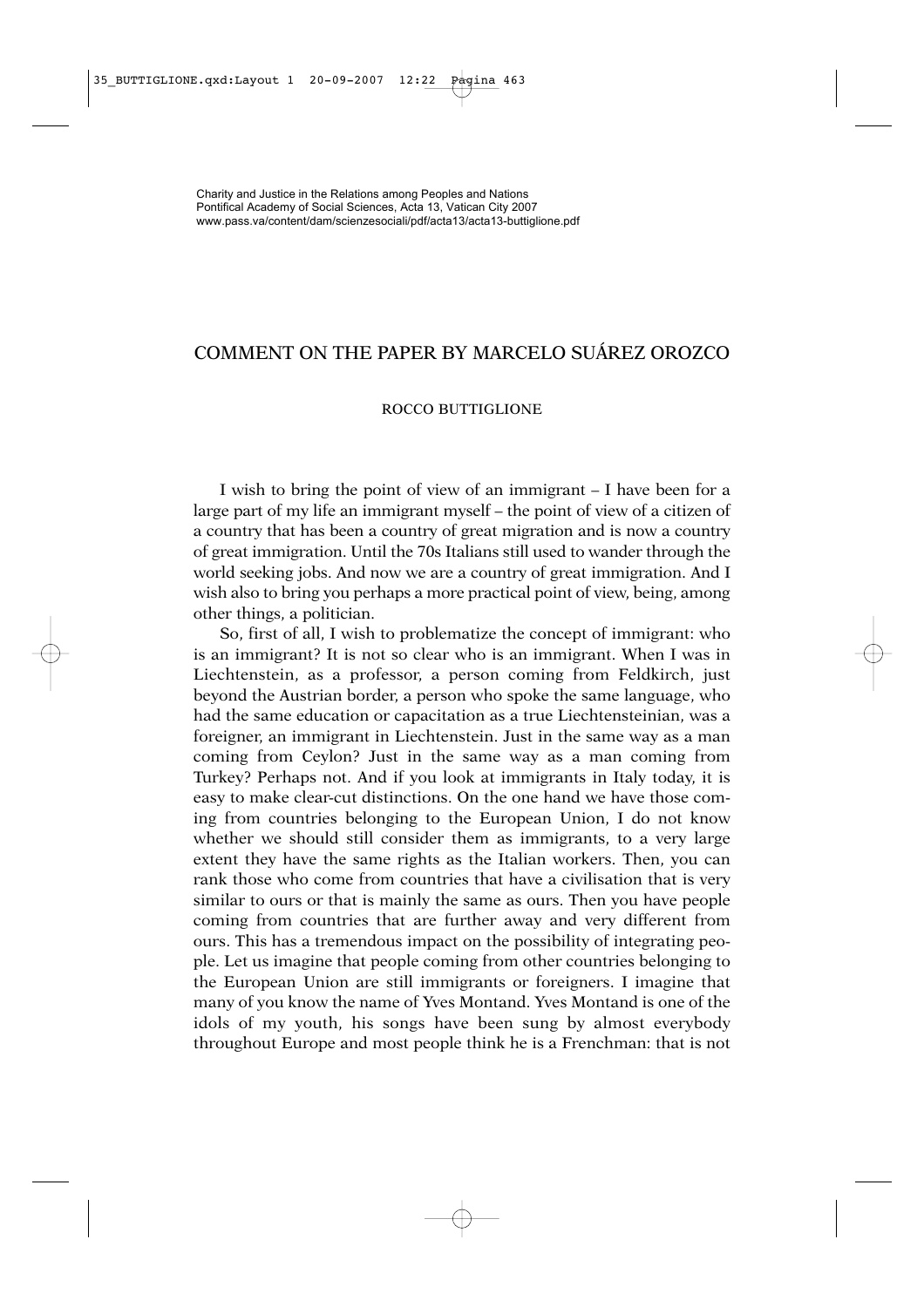# COMMENT ON THE PAPER BY MARCELO SUÁREZ OROZCO

ROCCO BUTTIGLIONE

I wish to bring the point of view of an immigrant – I have been for a large part of my life an immigrant myself – the point of view of a citizen of a country that has been a country of great migration and is now a country of great immigration. Until the 70s Italians still used to wander through the world seeking jobs. And now we are a country of great immigration. And I wish also to bring you perhaps a more practical point of view, being, among other things, a politician.

So, first of all, I wish to problematize the concept of immigrant: who is an immigrant? It is not so clear who is an immigrant. When I was in Liechtenstein, as a professor, a person coming from Feldkirch, just beyond the Austrian border, a person who spoke the same language, who had the same education or capacitation as a true Liechtensteinian, was a foreigner, an immigrant in Liechtenstein. Just in the same way as a man coming from Ceylon? Just in the same way as a man coming from Turkey? Perhaps not. And if you look at immigrants in Italy today, it is easy to make clear-cut distinctions. On the one hand we have those coming from countries belonging to the European Union, I do not know whether we should still consider them as immigrants, to a very large extent they have the same rights as the Italian workers. Then, you can rank those who come from countries that have a civilisation that is very similar to ours or that is mainly the same as ours. Then you have people coming from countries that are further away and very different from ours. This has a tremendous impact on the possibility of integrating people. Let us imagine that people coming from other countries belonging to the European Union are still immigrants or foreigners. I imagine that many of you know the name of Yves Montand. Yves Montand is one of the idols of my youth, his songs have been sung by almost everybody throughout Europe and most people think he is a Frenchman: that is not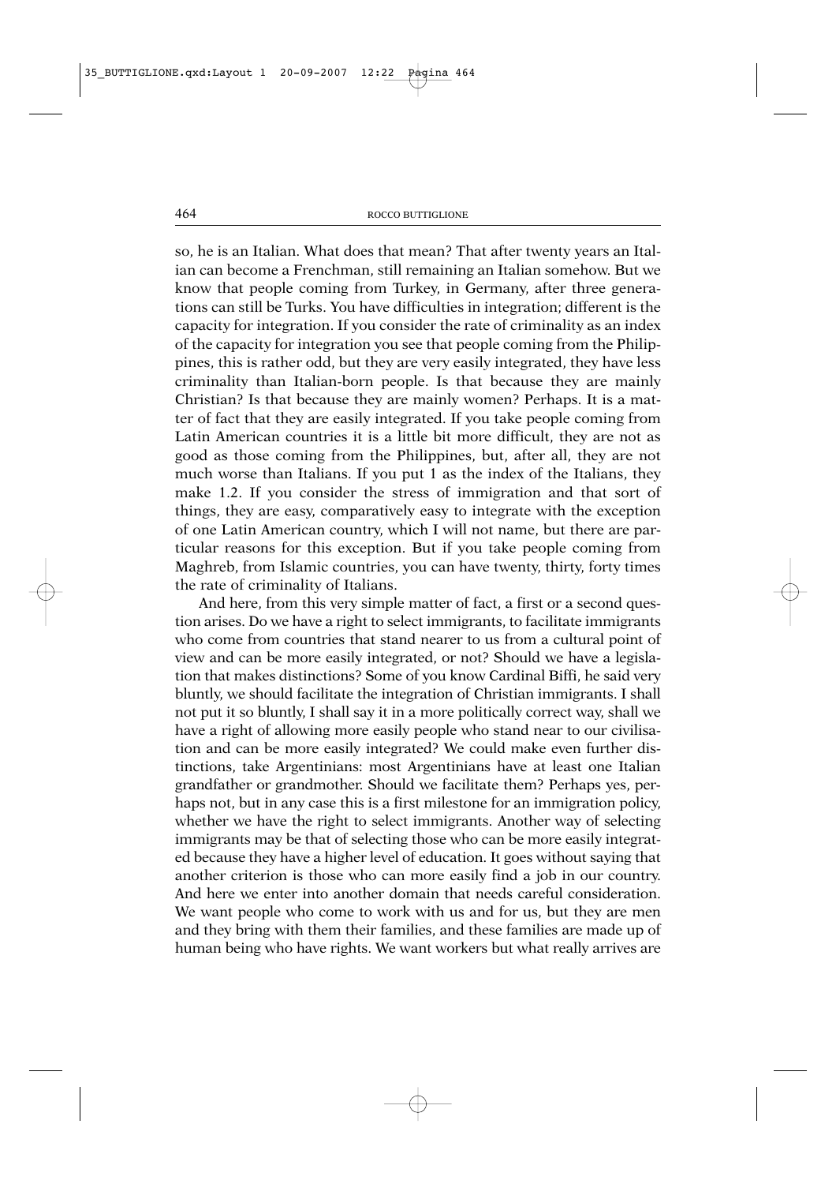so, he is an Italian. What does that mean? That after twenty years an Italian can become a Frenchman, still remaining an Italian somehow. But we know that people coming from Turkey, in Germany, after three generations can still be Turks. You have difficulties in integration; different is the capacity for integration. If you consider the rate of criminality as an index of the capacity for integration you see that people coming from the Philippines, this is rather odd, but they are very easily integrated, they have less criminality than Italian-born people. Is that because they are mainly Christian? Is that because they are mainly women? Perhaps. It is a matter of fact that they are easily integrated. If you take people coming from Latin American countries it is a little bit more difficult, they are not as good as those coming from the Philippines, but, after all, they are not much worse than Italians. If you put 1 as the index of the Italians, they make 1.2. If you consider the stress of immigration and that sort of things, they are easy, comparatively easy to integrate with the exception of one Latin American country, which I will not name, but there are particular reasons for this exception. But if you take people coming from Maghreb, from Islamic countries, you can have twenty, thirty, forty times the rate of criminality of Italians.

And here, from this very simple matter of fact, a first or a second question arises. Do we have a right to select immigrants, to facilitate immigrants who come from countries that stand nearer to us from a cultural point of view and can be more easily integrated, or not? Should we have a legislation that makes distinctions? Some of you know Cardinal Biffi, he said very bluntly, we should facilitate the integration of Christian immigrants. I shall not put it so bluntly, I shall say it in a more politically correct way, shall we have a right of allowing more easily people who stand near to our civilisation and can be more easily integrated? We could make even further distinctions, take Argentinians: most Argentinians have at least one Italian grandfather or grandmother. Should we facilitate them? Perhaps yes, perhaps not, but in any case this is a first milestone for an immigration policy, whether we have the right to select immigrants. Another way of selecting immigrants may be that of selecting those who can be more easily integrated because they have a higher level of education. It goes without saying that another criterion is those who can more easily find a job in our country. And here we enter into another domain that needs careful consideration. We want people who come to work with us and for us, but they are men and they bring with them their families, and these families are made up of human being who have rights. We want workers but what really arrives are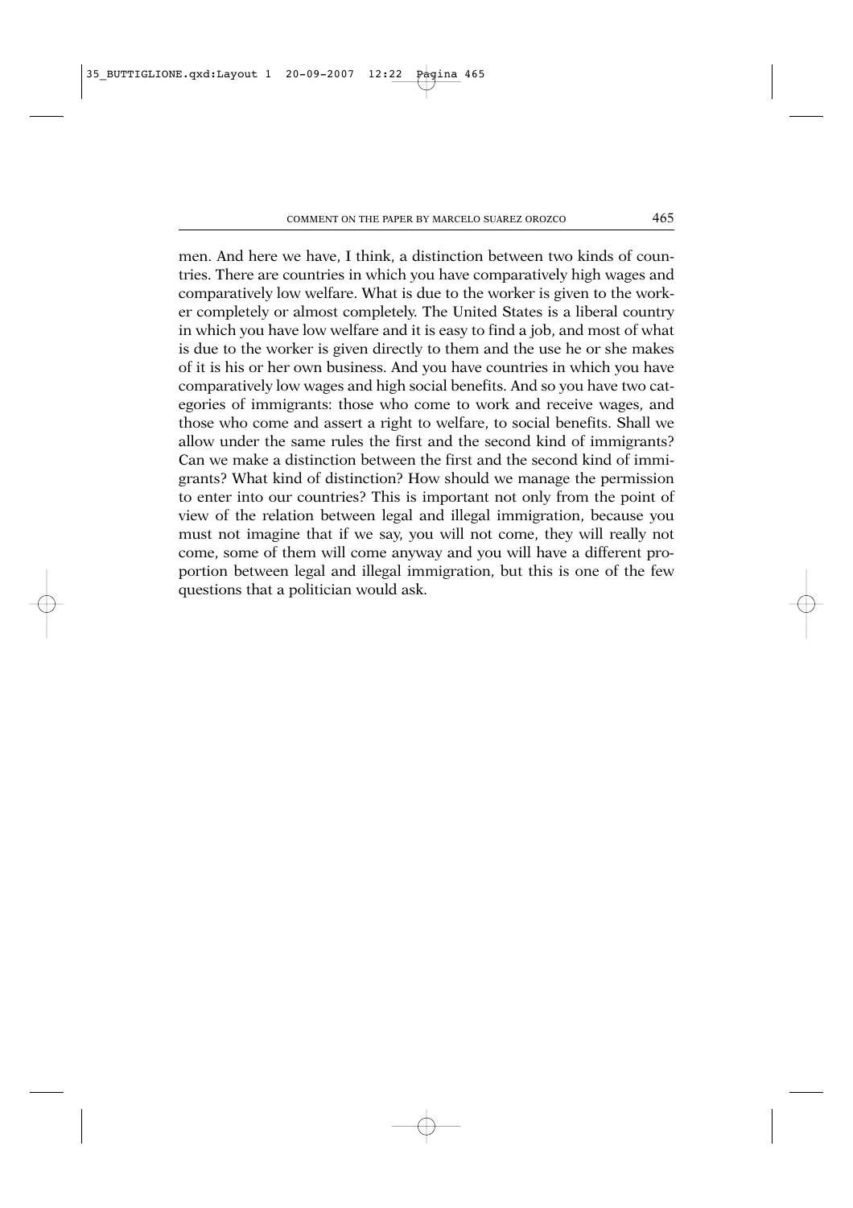men. And here we have, I think, a distinction between two kinds of countries. There are countries in which you have comparatively high wages and comparatively low welfare. What is due to the worker is given to the worker completely or almost completely. The United States is a liberal country in which you have low welfare and it is easy to find a job, and most of what is due to the worker is given directly to them and the use he or she makes of it is his or her own business. And you have countries in which you have comparatively low wages and high social benefits. And so you have two categories of immigrants: those who come to work and receive wages, and those who come and assert a right to welfare, to social benefits. Shall we allow under the same rules the first and the second kind of immigrants? Can we make a distinction between the first and the second kind of immigrants? What kind of distinction? How should we manage the permission to enter into our countries? This is important not only from the point of view of the relation between legal and illegal immigration, because you must not imagine that if we say, you will not come, they will really not come, some of them will come anyway and you will have a different proportion between legal and illegal immigration, but this is one of the few questions that a politician would ask.